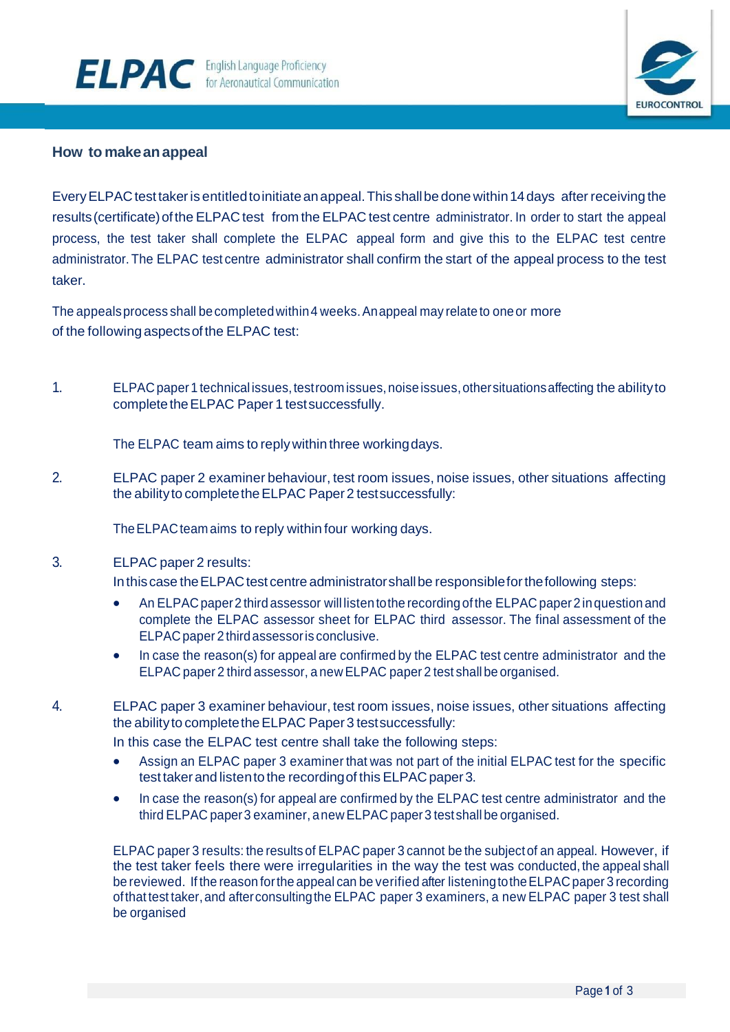ELPAC English Language Proficiency for Aeronautical Communication

EUROCONTROL

## How to make an appeal

Every ELPAC test taker is entitled to initiate an appeal. This shall be done within 14 days after receiving the results (certificate) of the ELPAC test from the ELPAC test centre administrator. In order to start the appeal process, the test taker shall complete the ELPAC appeal form and give this to the ELPAC test centre administrator. The ELPAC test centre administrator shall confirm the start of the appeal process to the test taker.

The appeals process shall be completed within 4 weeks. An appeal may relate to one or more of the following aspects of the ELPAC test:

1. ELPAC paper 1 technical issues, test room issues, noise issues, other situations affecting the ability to complete the ELPAC Paper 1 test successfully.

   The ELPAC team aims to reply within three working days.

2. ELPAC paper 2 examiner behaviour, test room issues, noise issues, other situations affecting the ability to complete the ELPAC Paper 2 test successfully:

   The ELPAC team aims to reply within four working days.

3. ELPAC paper 2 results:
   In this case the ELPAC test centre administrator shall be responsible for the following steps:
   - An ELPAC paper 2 third assessor will listen to the recording of the ELPAC paper 2 in question and complete the ELPAC assessor sheet for ELPAC third assessor. The final assessment of the ELPAC paper 2 third assessor is conclusive.
   - In case the reason(s) for appeal are confirmed by the ELPAC test centre administrator and the ELPAC paper 2 third assessor, a new ELPAC paper 2 test shall be organised.

4. ELPAC paper 3 examiner behaviour, test room issues, noise issues, other situations affecting the ability to complete the ELPAC Paper 3 test successfully:
   In this case the ELPAC test centre shall take the following steps:
   - Assign an ELPAC paper 3 examiner that was not part of the initial ELPAC test for the specific test taker and listen to the recording of this ELPAC paper 3.
   - In case the reason(s) for appeal are confirmed by the ELPAC test centre administrator and the third ELPAC paper 3 examiner, a new ELPAC paper 3 test shall be organised.

   ELPAC paper 3 results: the results of ELPAC paper 3 cannot be the subject of an appeal. However, if the test taker feels there were irregularities in the way the test was conducted, the appeal shall be reviewed. If the reason for the appeal can be verified after listening to the ELPAC paper 3 recording of that test taker, and after consulting the ELPAC paper 3 examiners, a new ELPAC paper 3 test shall be organised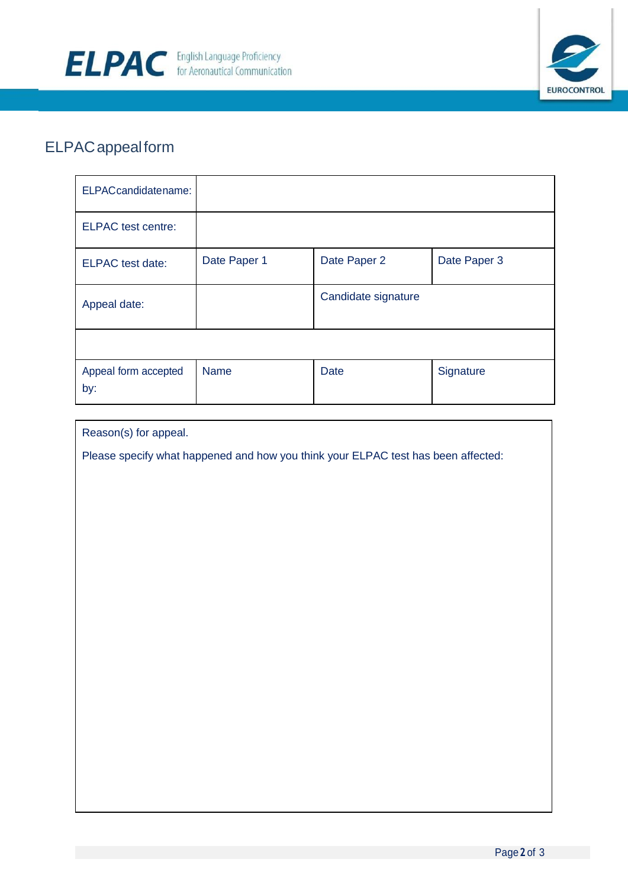# ELPAC appeal form

| ELPAC candidate name: | | | |
|---|---|---|---|
| ELPAC test centre: | | | |
| ELPAC test date: | Date Paper 1 | Date Paper 2 | Date Paper 3 |
| Appeal date: | | Candidate signature | |
| | | | |
| Appeal form accepted by: | Name | Date | Signature |

| Reason(s) for appeal. |
|---|
| Please specify what happened and how you think your ELPAC test has been affected: |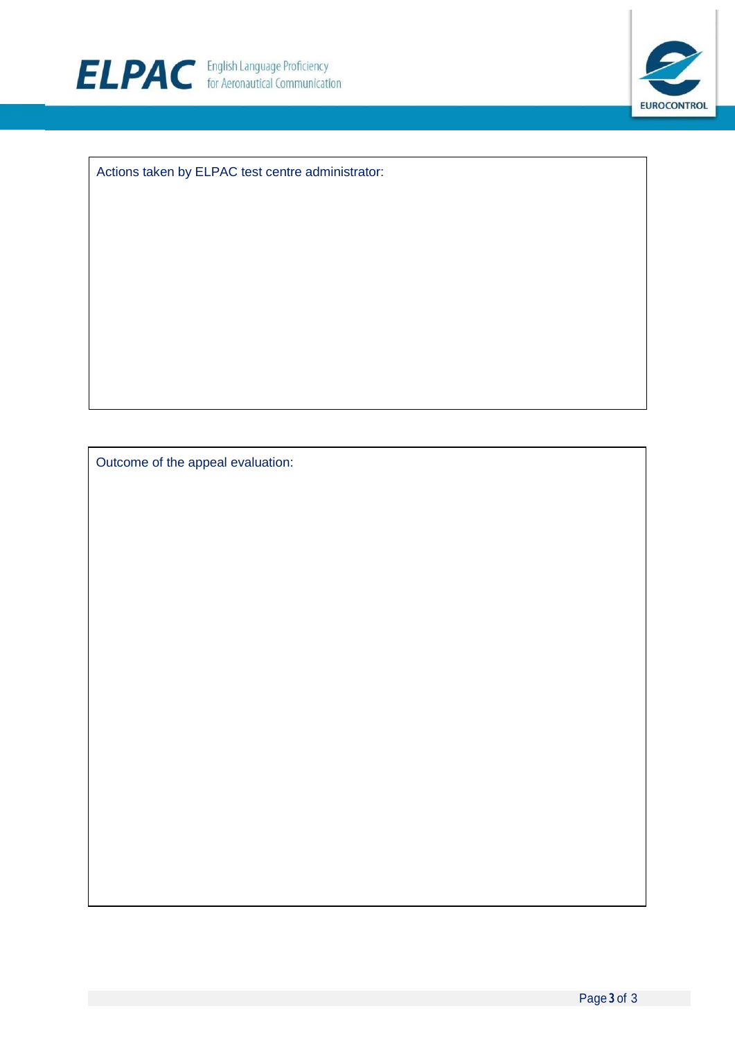Actions taken by ELPAC test centre administrator:

Outcome of the appeal evaluation: